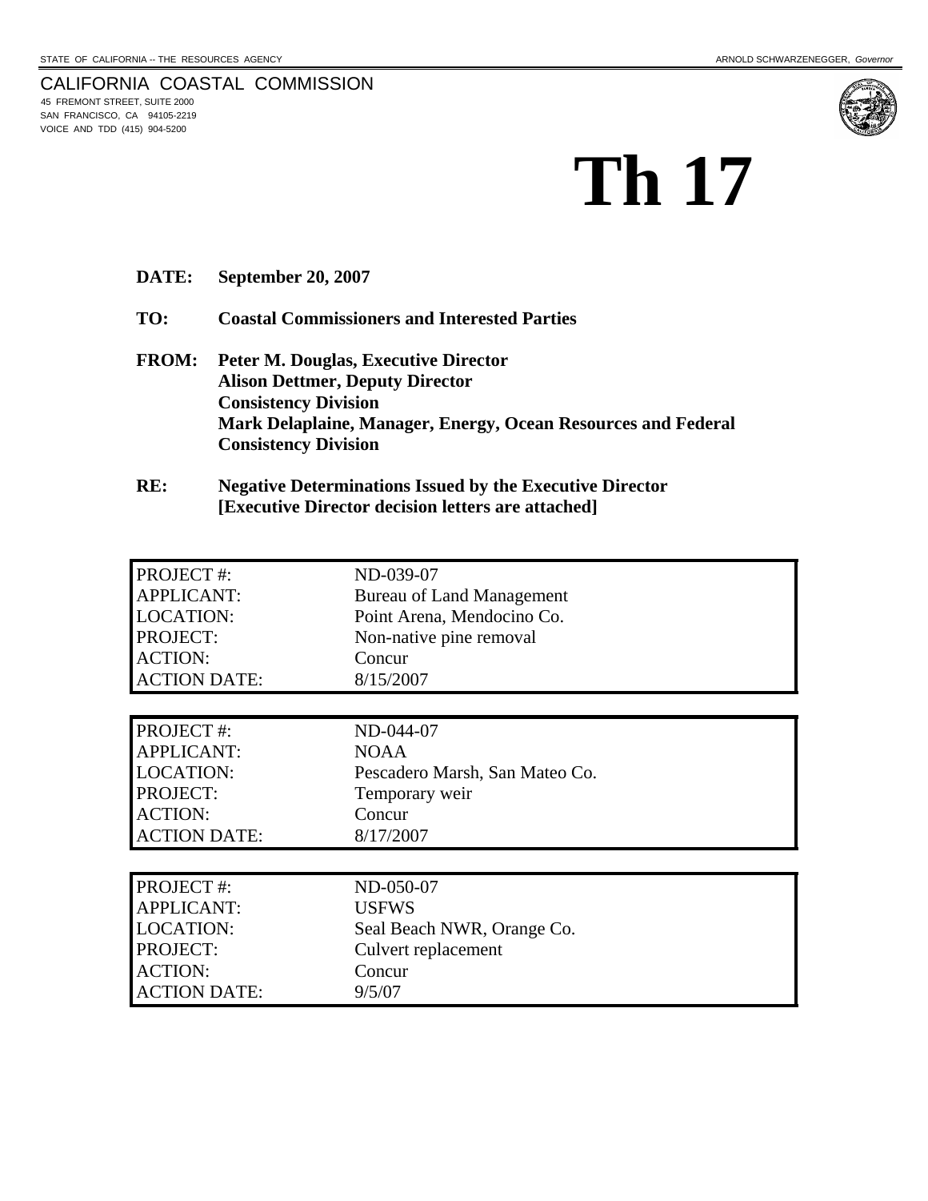STATE OF CALIFORNIA -- THE RESOURCES AGENCY

ARNOLD SCHWARZENEGGER, *Governor*

CALIFORNIA COASTAL COMMISSION
45 FREMONT STREET, SUITE 2000
SAN FRANCISCO, CA 94105-2219
VOICE AND TDD (415) 904-5200

# Th 17

**DATE:** **September 20, 2007**

**TO:** **Coastal Commissioners and Interested Parties**

**FROM:** **Peter M. Douglas, Executive Director**
**Alison Dettmer, Deputy Director**
**Consistency Division**
**Mark Delaplaine, Manager, Energy, Ocean Resources and Federal Consistency Division**

**RE:** **Negative Determinations Issued by the Executive Director**
**[Executive Director decision letters are attached]**

| | |
|---|---|
| PROJECT #: | ND-039-07 |
| APPLICANT: | Bureau of Land Management |
| LOCATION: | Point Arena, Mendocino Co. |
| PROJECT: | Non-native pine removal |
| ACTION: | Concur |
| ACTION DATE: | 8/15/2007 |

| | |
|---|---|
| PROJECT #: | ND-044-07 |
| APPLICANT: | NOAA |
| LOCATION: | Pescadero Marsh, San Mateo Co. |
| PROJECT: | Temporary weir |
| ACTION: | Concur |
| ACTION DATE: | 8/17/2007 |

| | |
|---|---|
| PROJECT #: | ND-050-07 |
| APPLICANT: | USFWS |
| LOCATION: | Seal Beach NWR, Orange Co. |
| PROJECT: | Culvert replacement |
| ACTION: | Concur |
| ACTION DATE: | 9/5/07 |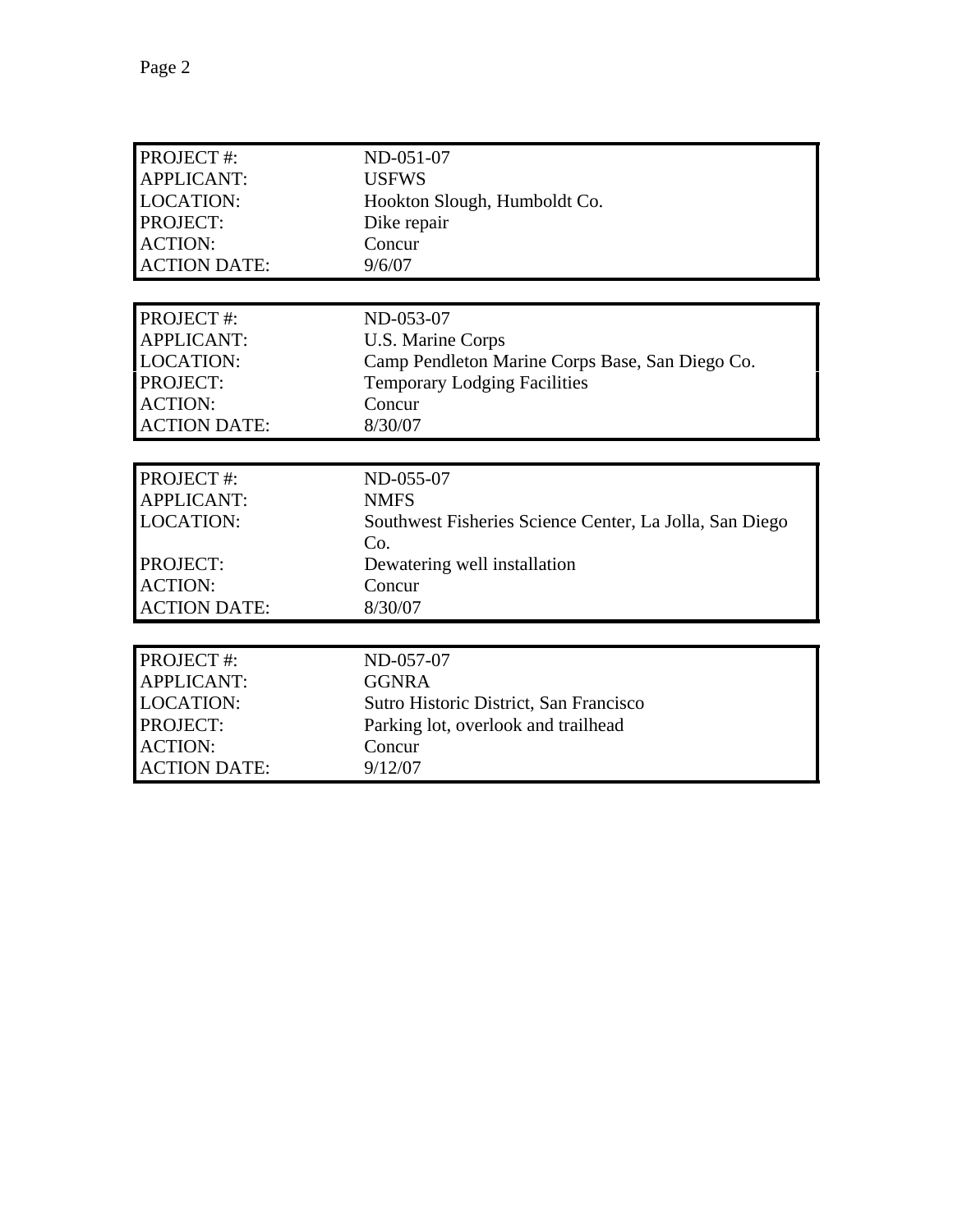| | |
|---|---|
| PROJECT #: | ND-051-07 |
| APPLICANT: | USFWS |
| LOCATION: | Hookton Slough, Humboldt Co. |
| PROJECT: | Dike repair |
| ACTION: | Concur |
| ACTION DATE: | 9/6/07 |

| | |
|---|---|
| PROJECT #: | ND-053-07 |
| APPLICANT: | U.S. Marine Corps |
| LOCATION: | Camp Pendleton Marine Corps Base, San Diego Co. |
| PROJECT: | Temporary Lodging Facilities |
| ACTION: | Concur |
| ACTION DATE: | 8/30/07 |

| | |
|---|---|
| PROJECT #: | ND-055-07 |
| APPLICANT: | NMFS |
| LOCATION: | Southwest Fisheries Science Center, La Jolla, San Diego Co. |
| PROJECT: | Dewatering well installation |
| ACTION: | Concur |
| ACTION DATE: | 8/30/07 |

| | |
|---|---|
| PROJECT #: | ND-057-07 |
| APPLICANT: | GGNRA |
| LOCATION: | Sutro Historic District, San Francisco |
| PROJECT: | Parking lot, overlook and trailhead |
| ACTION: | Concur |
| ACTION DATE: | 9/12/07 |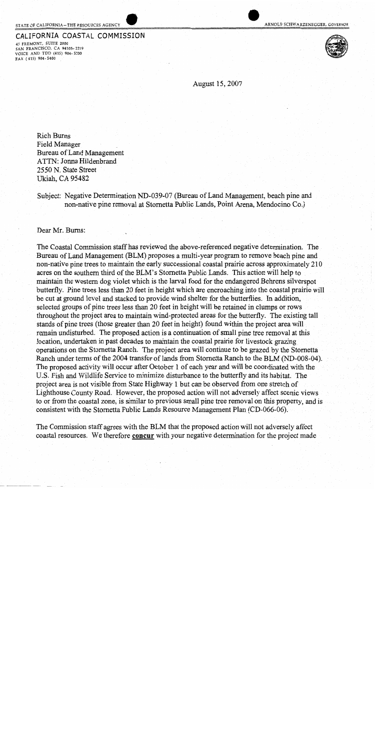STATE OF CALIFORNIA – THE RESOURCES AGENCY

ARNOLD SCHWARZENEGGER, GOVERNOR

**CALIFORNIA COASTAL COMMISSION**

45 FREMONT, SUITE 2000
SAN FRANCISCO, CA 94105-2219
VOICE AND TDD (415) 904-5200
FAX (415) 904-5400

August 15, 2007

Rich Burns
Field Manager
Bureau of Land Management
ATTN: Jonna Hildenbrand
2550 N. State Street
Ukiah, CA 95482

Subject: Negative Determination ND-039-07 (Bureau of Land Management, beach pine and non-native pine removal at Stornetta Public Lands, Point Arena, Mendocino Co.)

Dear Mr. Burns:

The Coastal Commission staff has reviewed the above-referenced negative determination. The Bureau of Land Management (BLM) proposes a multi-year program to remove beach pine and non-native pine trees to maintain the early successional coastal prairie across approximately 210 acres on the southern third of the BLM's Stornetta Public Lands. This action will help to maintain the western dog violet which is the larval food for the endangered Behrens silverspot butterfly. Pine trees less than 20 feet in height which are encroaching into the coastal prairie will be cut at ground level and stacked to provide wind shelter for the butterflies. In addition, selected groups of pine trees less than 20 feet in height will be retained in clumps or rows throughout the project area to maintain wind-protected areas for the butterfly. The existing tall stands of pine trees (those greater than 20 feet in height) found within the project area will remain undisturbed. The proposed action is a continuation of small pine tree removal at this location, undertaken in past decades to maintain the coastal prairie for livestock grazing operations on the Stornetta Ranch. The project area will continue to be grazed by the Stornetta Ranch under terms of the 2004 transfer of lands from Stornetta Ranch to the BLM (ND-008-04). The proposed activity will occur after October 1 of each year and will be coordinated with the U.S. Fish and Wildlife Service to minimize disturbance to the butterfly and its habitat. The project area is not visible from State Highway 1 but can be observed from one stretch of Lighthouse County Road. However, the proposed action will not adversely affect scenic views to or from the coastal zone, is similar to previous small pine tree removal on this property, and is consistent with the Stornetta Public Lands Resource Management Plan (CD-066-06).

The Commission staff agrees with the BLM that the proposed action will not adversely affect coastal resources. We therefore **concur** with your negative determination for the project made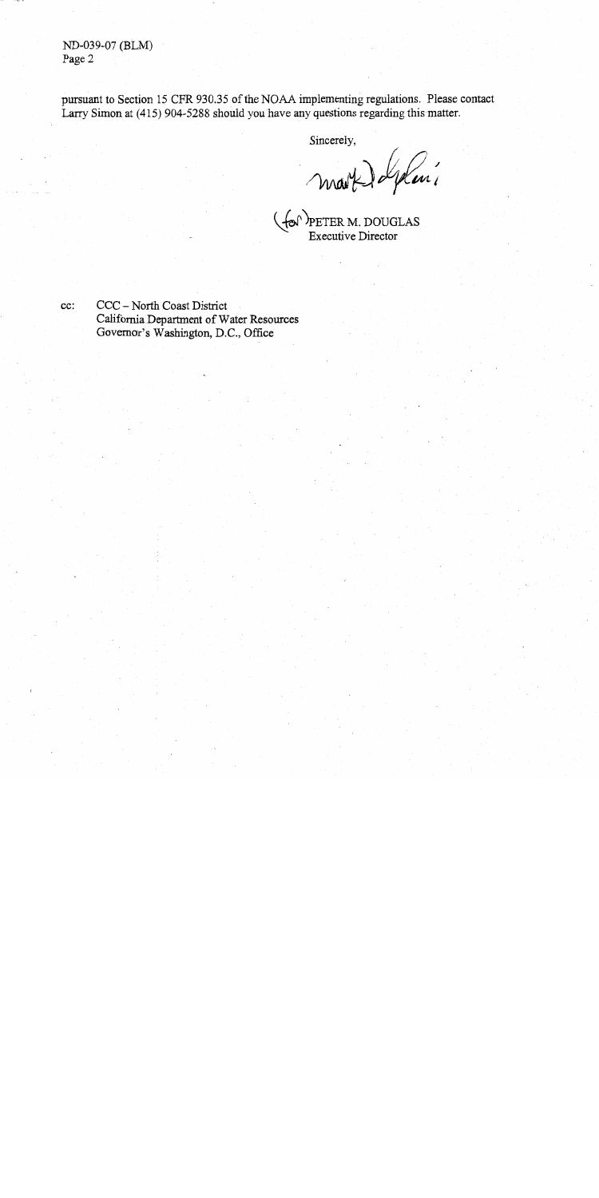pursuant to Section 15 CFR 930.35 of the NOAA implementing regulations. Please contact Larry Simon at (415) 904-5288 should you have any questions regarding this matter.

Sincerely,

(for) PETER M. DOUGLAS
Executive Director

cc: CCC – North Coast District
California Department of Water Resources
Governor's Washington, D.C., Office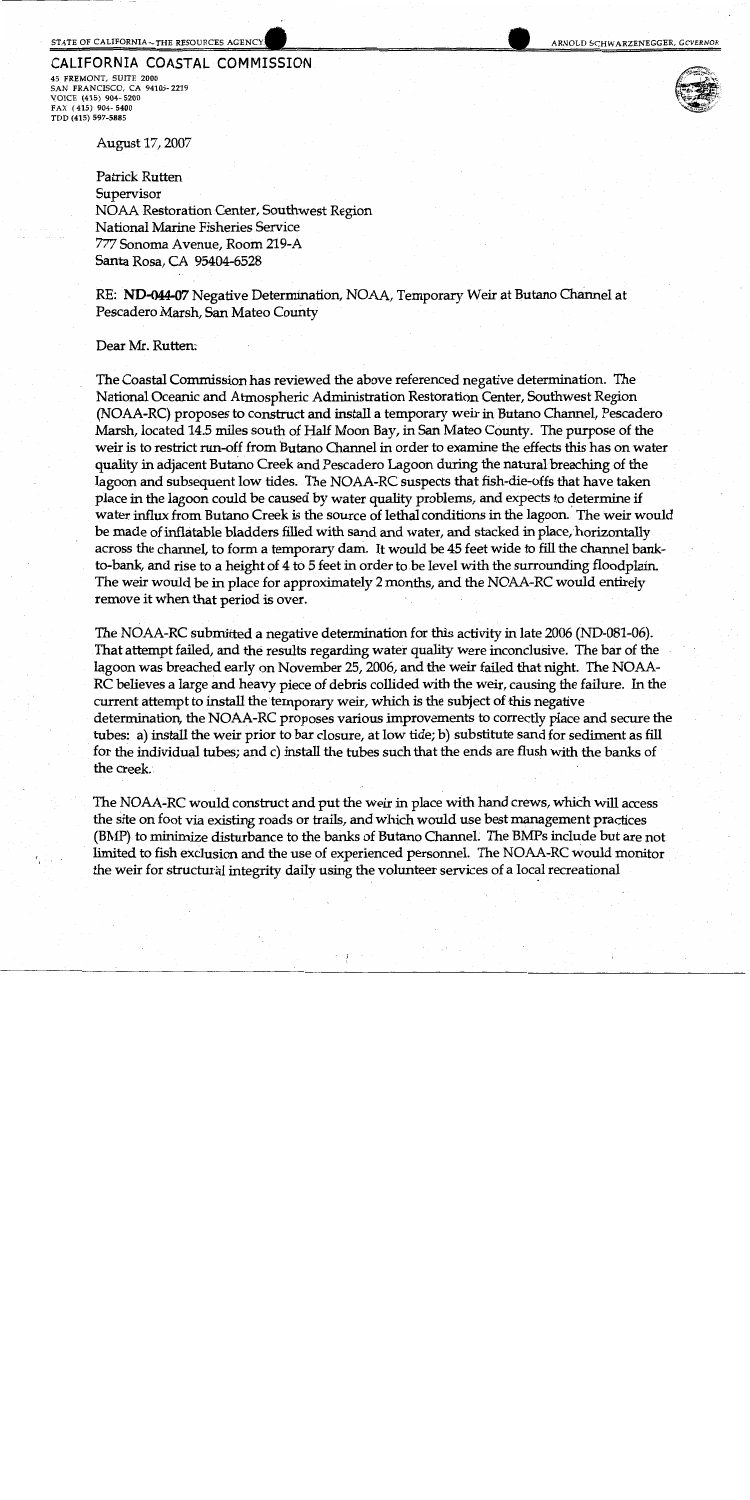STATE OF CALIFORNIA – THE RESOURCES AGENCY

ARNOLD SCHWARZENEGGER, GOVERNOR

CALIFORNIA COASTAL COMMISSION
45 FREMONT, SUITE 2000
SAN FRANCISCO, CA 94105-2219
VOICE (415) 904-5200
FAX (415) 904-5400
TDD (415) 597-5885

August 17, 2007

Patrick Rutten
Supervisor
NOAA Restoration Center, Southwest Region
National Marine Fisheries Service
777 Sonoma Avenue, Room 219-A
Santa Rosa, CA 95404-6528

RE: **ND-044-07** Negative Determination, NOAA, Temporary Weir at Butano Channel at Pescadero Marsh, San Mateo County

Dear Mr. Rutten:

The Coastal Commission has reviewed the above referenced negative determination. The National Oceanic and Atmospheric Administration Restoration Center, Southwest Region (NOAA-RC) proposes to construct and install a temporary weir in Butano Channel, Pescadero Marsh, located 14.5 miles south of Half Moon Bay, in San Mateo County. The purpose of the weir is to restrict run-off from Butano Channel in order to examine the effects this has on water quality in adjacent Butano Creek and Pescadero Lagoon during the natural breaching of the lagoon and subsequent low tides. The NOAA-RC suspects that fish-die-offs that have taken place in the lagoon could be caused by water quality problems, and expects to determine if water influx from Butano Creek is the source of lethal conditions in the lagoon. The weir would be made of inflatable bladders filled with sand and water, and stacked in place, horizontally across the channel, to form a temporary dam. It would be 45 feet wide to fill the channel bank-to-bank, and rise to a height of 4 to 5 feet in order to be level with the surrounding floodplain. The weir would be in place for approximately 2 months, and the NOAA-RC would entirely remove it when that period is over.

The NOAA-RC submitted a negative determination for this activity in late 2006 (ND-081-06). That attempt failed, and the results regarding water quality were inconclusive. The bar of the lagoon was breached early on November 25, 2006, and the weir failed that night. The NOAA-RC believes a large and heavy piece of debris collided with the weir, causing the failure. In the current attempt to install the temporary weir, which is the subject of this negative determination, the NOAA-RC proposes various improvements to correctly place and secure the tubes: a) install the weir prior to bar closure, at low tide; b) substitute sand for sediment as fill for the individual tubes; and c) install the tubes such that the ends are flush with the banks of the creek.

The NOAA-RC would construct and put the weir in place with hand crews, which will access the site on foot via existing roads or trails, and which would use best management practices (BMP) to minimize disturbance to the banks of Butano Channel. The BMPs include but are not limited to fish exclusion and the use of experienced personnel. The NOAA-RC would monitor the weir for structural integrity daily using the volunteer services of a local recreational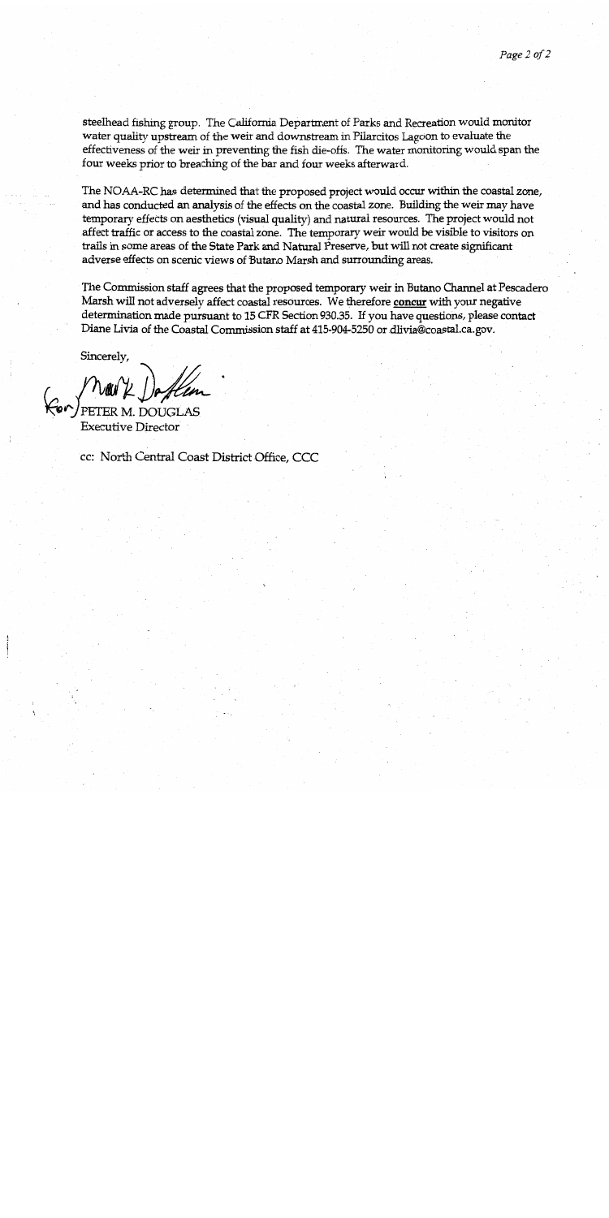steelhead fishing group. The California Department of Parks and Recreation would monitor water quality upstream of the weir and downstream in Pilarcitos Lagoon to evaluate the effectiveness of the weir in preventing the fish die-offs. The water monitoring would span the four weeks prior to breaching of the bar and four weeks afterward.

The NOAA-RC has determined that the proposed project would occur within the coastal zone, and has conducted an analysis of the effects on the coastal zone. Building the weir may have temporary effects on aesthetics (visual quality) and natural resources. The project would not affect traffic or access to the coastal zone. The temporary weir would be visible to visitors on trails in some areas of the State Park and Natural Preserve, but will not create significant adverse effects on scenic views of Butano Marsh and surrounding areas.

The Commission staff agrees that the proposed temporary weir in Butano Channel at Pescadero Marsh will not adversely affect coastal resources. We therefore **concur** with your negative determination made pursuant to 15 CFR Section 930.35. If you have questions, please contact Diane Livia of the Coastal Commission staff at 415-904-5250 or dlivia@coastal.ca.gov.

Sincerely,

For PETER M. DOUGLAS
Executive Director

cc: North Central Coast District Office, CCC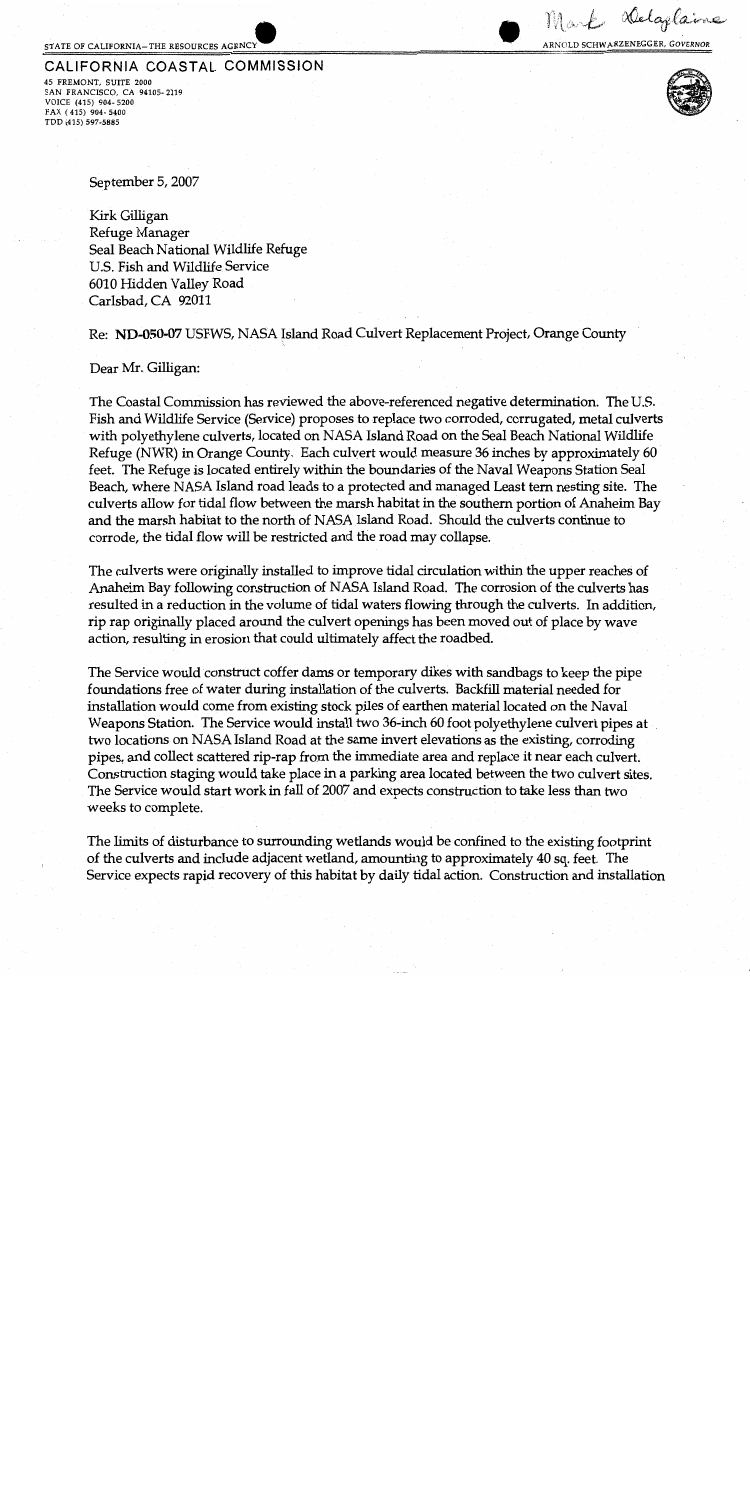STATE OF CALIFORNIA—THE RESOURCES AGENCY

ARNOLD SCHWARZENEGGER, *GOVERNOR*

Mark Delaplaine

# CALIFORNIA COASTAL COMMISSION

45 FREMONT, SUITE 2000
SAN FRANCISCO, CA 94105-2219
VOICE (415) 904-5200
FAX (415) 904-5400
TDD (415) 597-5885

September 5, 2007

Kirk Gilligan
Refuge Manager
Seal Beach National Wildlife Refuge
U.S. Fish and Wildlife Service
6010 Hidden Valley Road
Carlsbad, CA 92011

Re: **ND-050-07** USFWS, NASA Island Road Culvert Replacement Project, Orange County

Dear Mr. Gilligan:

The Coastal Commission has reviewed the above-referenced negative determination. The U.S. Fish and Wildlife Service (Service) proposes to replace two corroded, corrugated, metal culverts with polyethylene culverts, located on NASA Island Road on the Seal Beach National Wildlife Refuge (NWR) in Orange County. Each culvert would measure 36 inches by approximately 60 feet. The Refuge is located entirely within the boundaries of the Naval Weapons Station Seal Beach, where NASA Island road leads to a protected and managed Least tern nesting site. The culverts allow for tidal flow between the marsh habitat in the southern portion of Anaheim Bay and the marsh habitat to the north of NASA Island Road. Should the culverts continue to corrode, the tidal flow will be restricted and the road may collapse.

The culverts were originally installed to improve tidal circulation within the upper reaches of Anaheim Bay following construction of NASA Island Road. The corrosion of the culverts has resulted in a reduction in the volume of tidal waters flowing through the culverts. In addition, rip rap originally placed around the culvert openings has been moved out of place by wave action, resulting in erosion that could ultimately affect the roadbed.

The Service would construct coffer dams or temporary dikes with sandbags to keep the pipe foundations free of water during installation of the culverts. Backfill material needed for installation would come from existing stock piles of earthen material located on the Naval Weapons Station. The Service would install two 36-inch 60 foot polyethylene culvert pipes at two locations on NASA Island Road at the same invert elevations as the existing, corroding pipes, and collect scattered rip-rap from the immediate area and replace it near each culvert. Construction staging would take place in a parking area located between the two culvert sites. The Service would start work in fall of 2007 and expects construction to take less than two weeks to complete.

The limits of disturbance to surrounding wetlands would be confined to the existing footprint of the culverts and include adjacent wetland, amounting to approximately 40 sq. feet. The Service expects rapid recovery of this habitat by daily tidal action. Construction and installation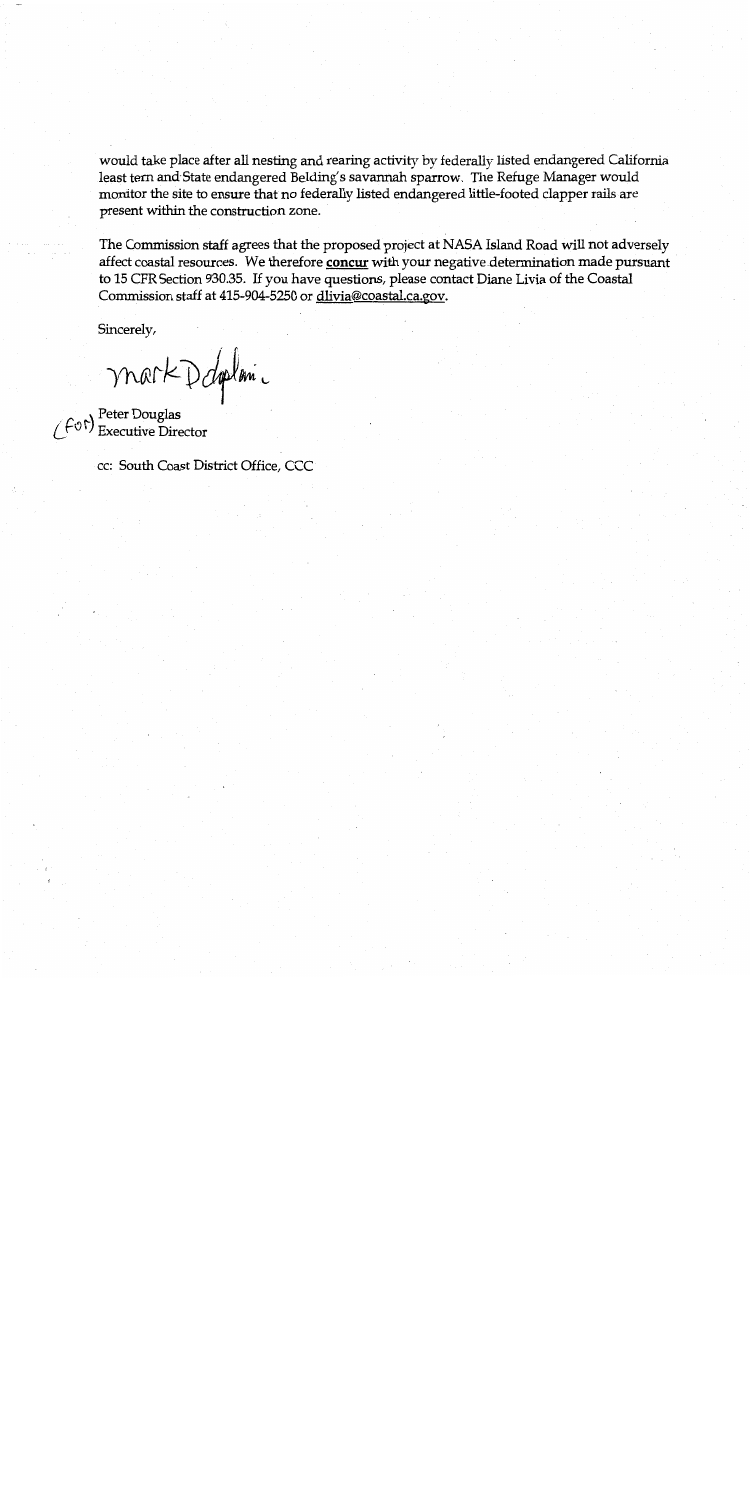would take place after all nesting and rearing activity by federally listed endangered California least tern and State endangered Belding's savannah sparrow. The Refuge Manager would monitor the site to ensure that no federally listed endangered little-footed clapper rails are present within the construction zone.

The Commission staff agrees that the proposed project at NASA Island Road will not adversely affect coastal resources. We therefore **concur** with your negative determination made pursuant to 15 CFR Section 930.35. If you have questions, please contact Diane Livia of the Coastal Commission staff at 415-904-5250 or dlivia@coastal.ca.gov.

Sincerely,

Mark Delaplaine

(for) Peter Douglas
Executive Director

cc: South Coast District Office, CCC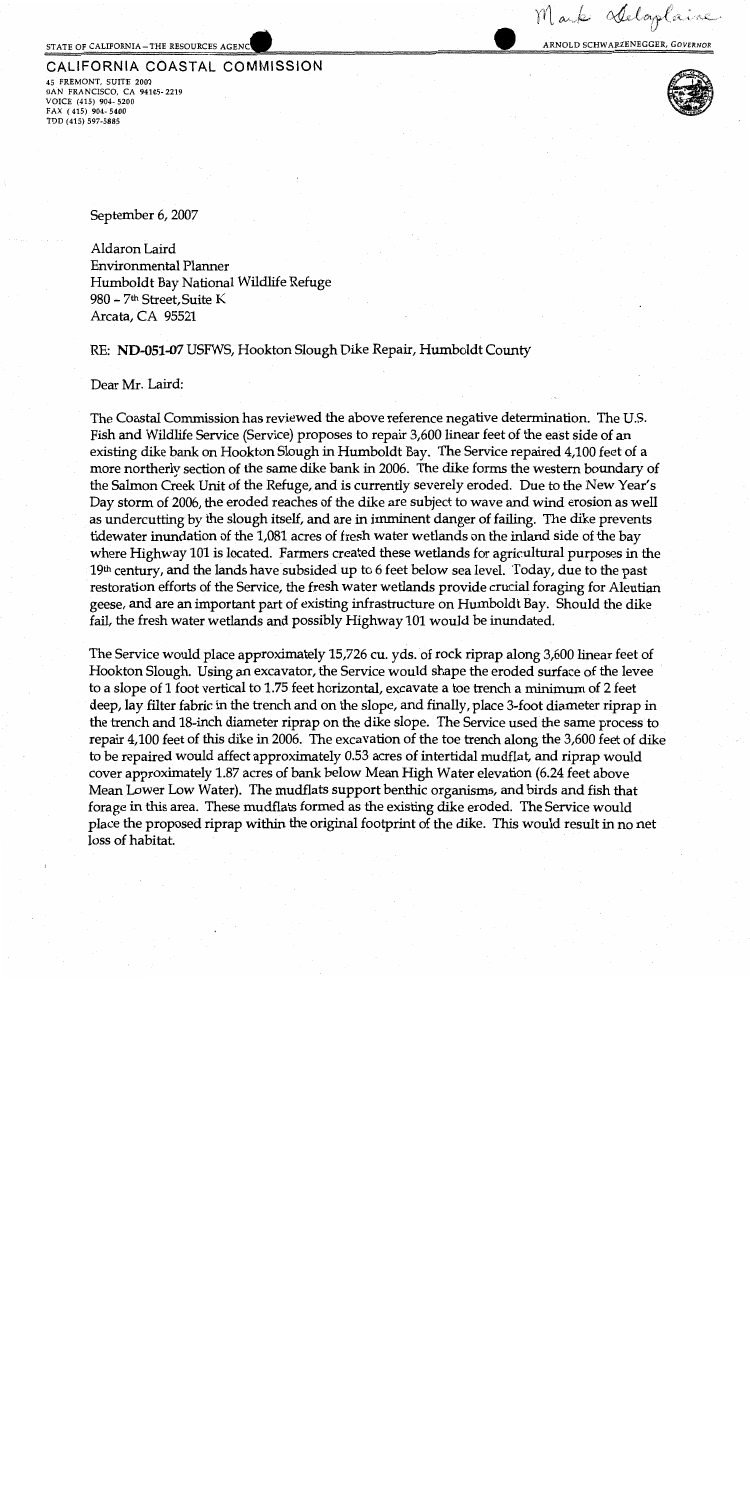STATE OF CALIFORNIA – THE RESOURCES AGENCY

ARNOLD SCHWARZENEGGER, *GOVERNOR*

Mark Delaplaine

**CALIFORNIA COASTAL COMMISSION**
45 FREMONT, SUITE 2000
SAN FRANCISCO, CA 94105-2219
VOICE (415) 904-5200
FAX (415) 904-5400
TDD (415) 597-5885

September 6, 2007

Aldaron Laird
Environmental Planner
Humboldt Bay National Wildlife Refuge
980 – 7th Street, Suite K
Arcata, CA 95521

RE: **ND-051-07** USFWS, Hookton Slough Dike Repair, Humboldt County

Dear Mr. Laird:

The Coastal Commission has reviewed the above reference negative determination. The U.S. Fish and Wildlife Service (Service) proposes to repair 3,600 linear feet of the east side of an existing dike bank on Hookton Slough in Humboldt Bay. The Service repaired 4,100 feet of a more northerly section of the same dike bank in 2006. The dike forms the western boundary of the Salmon Creek Unit of the Refuge, and is currently severely eroded. Due to the New Year's Day storm of 2006, the eroded reaches of the dike are subject to wave and wind erosion as well as undercutting by the slough itself, and are in imminent danger of failing. The dike prevents tidewater inundation of the 1,081 acres of fresh water wetlands on the inland side of the bay where Highway 101 is located. Farmers created these wetlands for agricultural purposes in the 19th century, and the lands have subsided up to 6 feet below sea level. Today, due to the past restoration efforts of the Service, the fresh water wetlands provide crucial foraging for Aleutian geese, and are an important part of existing infrastructure on Humboldt Bay. Should the dike fail, the fresh water wetlands and possibly Highway 101 would be inundated.

The Service would place approximately 15,726 cu. yds. of rock riprap along 3,600 linear feet of Hookton Slough. Using an excavator, the Service would shape the eroded surface of the levee to a slope of 1 foot vertical to 1.75 feet horizontal, excavate a toe trench a minimum of 2 feet deep, lay filter fabric in the trench and on the slope, and finally, place 3-foot diameter riprap in the trench and 18-inch diameter riprap on the dike slope. The Service used the same process to repair 4,100 feet of this dike in 2006. The excavation of the toe trench along the 3,600 feet of dike to be repaired would affect approximately 0.53 acres of intertidal mudflat, and riprap would cover approximately 1.87 acres of bank below Mean High Water elevation (6.24 feet above Mean Lower Low Water). The mudflats support benthic organisms, and birds and fish that forage in this area. These mudflats formed as the existing dike eroded. The Service would place the proposed riprap within the original footprint of the dike. This would result in no net loss of habitat.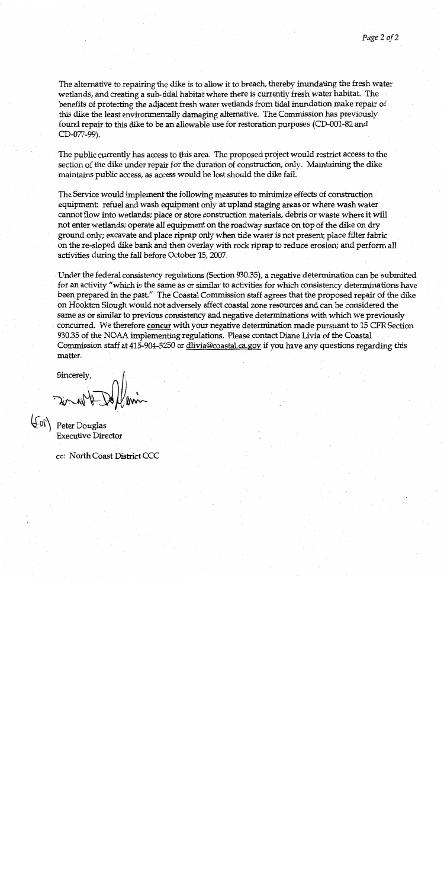The alternative to repairing the dike is to allow it to breach, thereby inundating the fresh water wetlands, and creating a sub-tidal habitat where there is currently fresh water habitat. The benefits of protecting the adjacent fresh water wetlands from tidal inundation make repair of this dike the least environmentally damaging alternative. The Commission has previously found repair to this dike to be an allowable use for restoration purposes (CD-001-82 and CD-077-99).

The public currently has access to this area. The proposed project would restrict access to the section of the dike under repair for the duration of construction, only. Maintaining the dike maintains public access, as access would be lost should the dike fail.

The Service would implement the following measures to minimize effects of construction equipment: refuel and wash equipment only at upland staging areas or where wash water cannot flow into wetlands; place or store construction materials, debris or waste where it will not enter wetlands; operate all equipment on the roadway surface on top of the dike on dry ground only; excavate and place riprap only when tide water is not present; place filter fabric on the re-sloped dike bank and then overlay with rock riprap to reduce erosion; and perform all activities during the fall before October 15, 2007.

Under the federal consistency regulations (Section 930.35), a negative determination can be submitted for an activity "which is the same as or similar to activities for which consistency determinations have been prepared in the past." The Coastal Commission staff agrees that the proposed repair of the dike on Hookton Slough would not adversely affect coastal zone resources and can be considered the same as or similar to previous consistency and negative determinations with which we previously concurred. We therefore **concur** with your negative determination made pursuant to 15 CFR Section 930.35 of the NOAA implementing regulations. Please contact Diane Livia of the Coastal Commission staff at 415-904-5250 or dlivia@coastal.ca.gov if you have any questions regarding this matter.

Sincerely,

Peter Douglas
Executive Director

cc: North Coast District CCC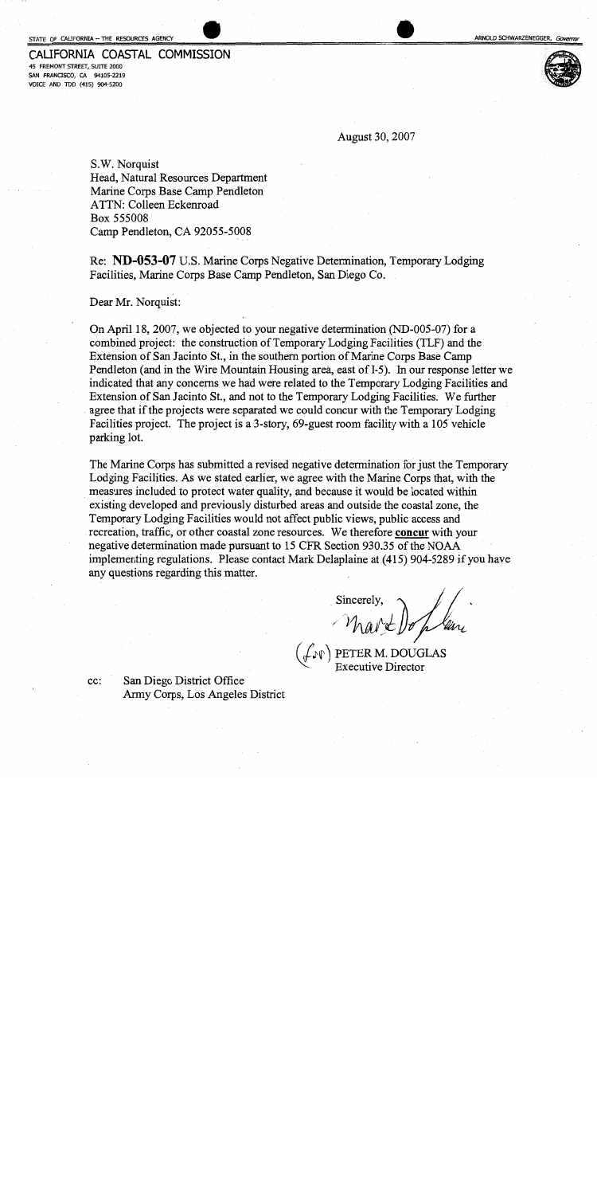STATE OF CALIFORNIA -- THE RESOURCES AGENCY

ARNOLD SCHWARZENEGGER, *Governor*

**CALIFORNIA COASTAL COMMISSION**
45 FREMONT STREET, SUITE 2000
SAN FRANCISCO, CA 94105-2219
VOICE AND TDD (415) 904-5200

August 30, 2007

S.W. Norquist
Head, Natural Resources Department
Marine Corps Base Camp Pendleton
ATTN: Colleen Eckenroad
Box 555008
Camp Pendleton, CA 92055-5008

Re: **ND-053-07** U.S. Marine Corps Negative Determination, Temporary Lodging Facilities, Marine Corps Base Camp Pendleton, San Diego Co.

Dear Mr. Norquist:

On April 18, 2007, we objected to your negative determination (ND-005-07) for a combined project: the construction of Temporary Lodging Facilities (TLF) and the Extension of San Jacinto St., in the southern portion of Marine Corps Base Camp Pendleton (and in the Wire Mountain Housing area, east of I-5). In our response letter we indicated that any concerns we had were related to the Temporary Lodging Facilities and Extension of San Jacinto St., and not to the Temporary Lodging Facilities. We further agree that if the projects were separated we could concur with the Temporary Lodging Facilities project. The project is a 3-story, 69-guest room facility with a 105 vehicle parking lot.

The Marine Corps has submitted a revised negative determination for just the Temporary Lodging Facilities. As we stated earlier, we agree with the Marine Corps that, with the measures included to protect water quality, and because it would be located within existing developed and previously disturbed areas and outside the coastal zone, the Temporary Lodging Facilities would not affect public views, public access and recreation, traffic, or other coastal zone resources. We therefore **concur** with your negative determination made pursuant to 15 CFR Section 930.35 of the NOAA implementing regulations. Please contact Mark Delaplaine at (415) 904-5289 if you have any questions regarding this matter.

Sincerely,

(for) PETER M. DOUGLAS
Executive Director

cc: San Diego District Office
Army Corps, Los Angeles District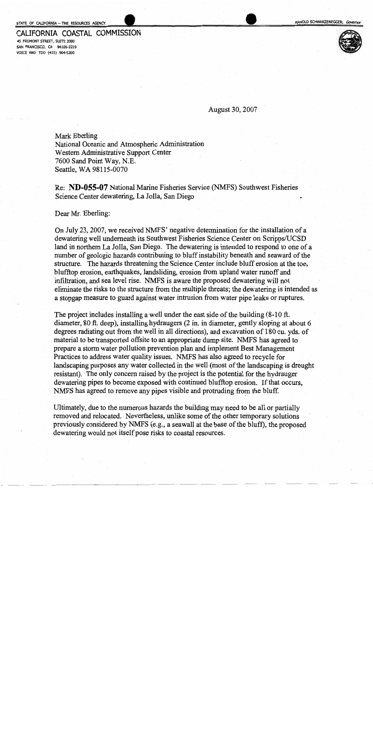STATE OF CALIFORNIA -- THE RESOURCES AGENCY

ARNOLD SCHWARZENEGGER, Governor

**CALIFORNIA COASTAL COMMISSION**
45 FREMONT STREET, SUITE 2000
SAN FRANCISCO, CA 94105-2219
VOICE AND TDD (415) 904-5200

August 30, 2007

Mark Eberling
National Oceanic and Atmospheric Administration
Western Administrative Support Center
7600 Sand Point Way, N.E.
Seattle, WA 98115-0070

Re: **ND-055-07** National Marine Fisheries Service (NMFS) Southwest Fisheries Science Center dewatering, La Jolla, San Diego

Dear Mr. Eberling:

On July 23, 2007, we received NMFS' negative determination for the installation of a dewatering well underneath its Southwest Fisheries Science Center on Scripps/UCSD land in northern La Jolla, San Diego. The dewatering is intended to respond to one of a number of geologic hazards contributing to bluff instability beneath and seaward of the structure. The hazards threatening the Science Center include bluff erosion at the toe, blufftop erosion, earthquakes, landsliding, erosion from upland water runoff and infiltration, and sea level rise. NMFS is aware the proposed dewatering will not eliminate the risks to the structure from the multiple threats; the dewatering is intended as a stopgap measure to guard against water intrusion from water pipe leaks or ruptures.

The project includes installing a well under the east side of the building (8-10 ft. diameter, 80 ft. deep), installing hydraugers (2 in. in diameter, gently sloping at about 6 degrees radiating out from the well in all directions), and excavation of 180 cu. yds. of material to be transported offsite to an appropriate dump site. NMFS has agreed to prepare a storm water pollution prevention plan and implement Best Management Practices to address water quality issues. NMFS has also agreed to recycle for landscaping purposes any water collected in the well (most of the landscaping is drought resistant). The only concern raised by the project is the potential for the hydrauger dewatering pipes to become exposed with continued blufftop erosion. If that occurs, NMFS has agreed to remove any pipes visible and protruding from the bluff.

Ultimately, due to the numerous hazards the building may need to be all or partially removed and relocated. Nevertheless, unlike some of the other temporary solutions previously considered by NMFS (e.g., a seawall at the base of the bluff), the proposed dewatering would not itself pose risks to coastal resources.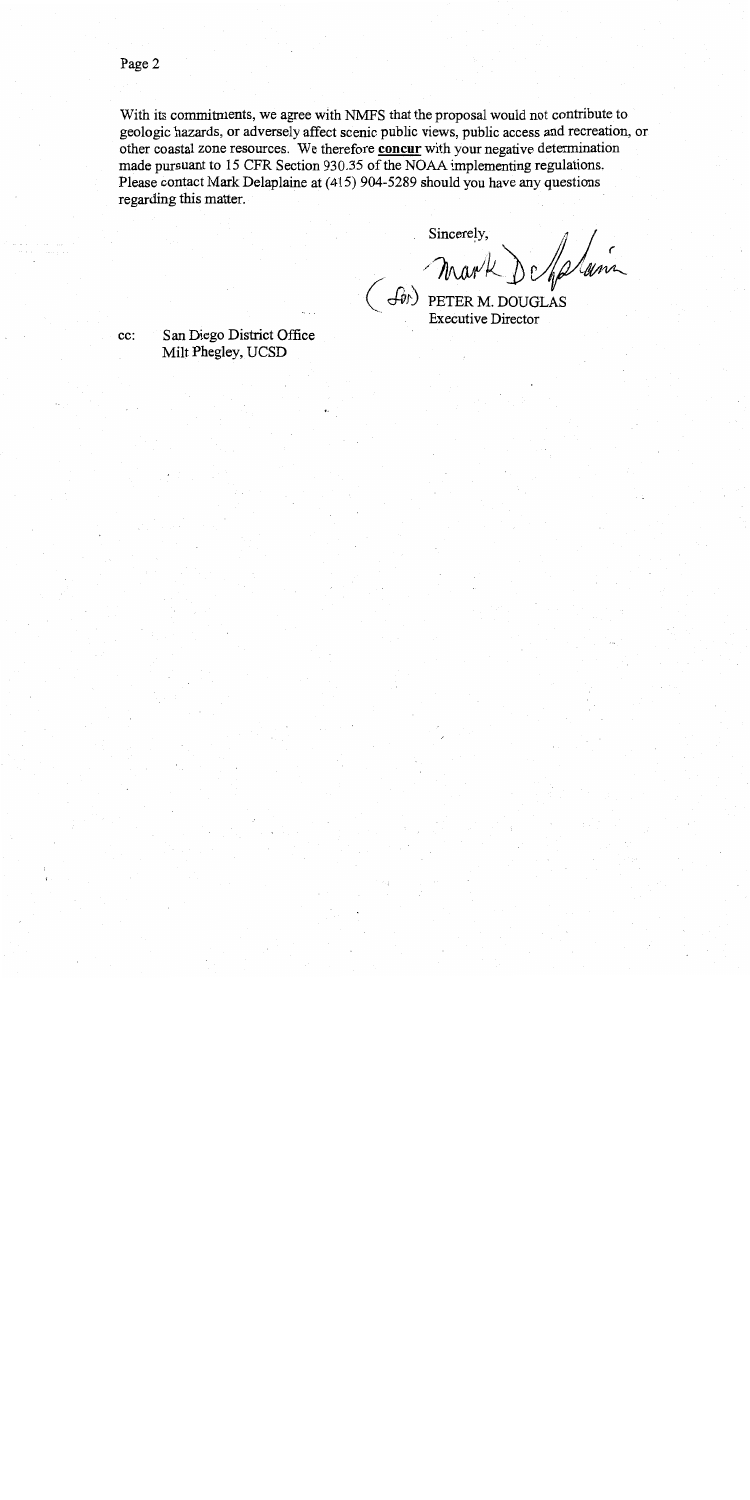With its commitments, we agree with NMFS that the proposal would not contribute to geologic hazards, or adversely affect scenic public views, public access and recreation, or other coastal zone resources. We therefore **concur** with your negative determination made pursuant to 15 CFR Section 930.35 of the NOAA implementing regulations. Please contact Mark Delaplaine at (415) 904-5289 should you have any questions regarding this matter.

Sincerely,

Mark Delaplaine

(for) PETER M. DOUGLAS
Executive Director

cc: San Diego District Office
Milt Phegley, UCSD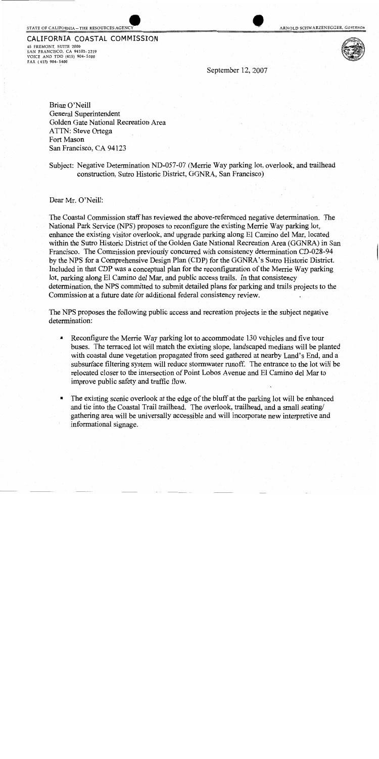STATE OF CALIFORNIA – THE RESOURCES AGENCY

ARNOLD SCHWARZENEGGER, GOVERNOR

**CALIFORNIA COASTAL COMMISSION**
45 FREMONT, SUITE 2000
SAN FRANCISCO, CA 94105-2219
VOICE AND TDD (415) 904-5200
FAX (415) 904-5400

September 12, 2007

Brian O'Neill
General Superintendent
Golden Gate National Recreation Area
ATTN: Steve Ortega
Fort Mason
San Francisco, CA 94123

Subject: Negative Determination ND-057-07 (Merrie Way parking lot, overlook, and trailhead construction, Sutro Historic District, GGNRA, San Francisco)

Dear Mr. O'Neill:

The Coastal Commission staff has reviewed the above-referenced negative determination. The National Park Service (NPS) proposes to reconfigure the existing Merrie Way parking lot, enhance the existing visitor overlook, and upgrade parking along El Camino del Mar, located within the Sutro Historic District of the Golden Gate National Recreation Area (GGNRA) in San Francisco. The Commission previously concurred with consistency determination CD-028-94 by the NPS for a Comprehensive Design Plan (CDP) for the GGNRA's Sutro Historic District. Included in that CDP was a conceptual plan for the reconfiguration of the Merrie Way parking lot, parking along El Camino del Mar, and public access trails. In that consistency determination, the NPS committed to submit detailed plans for parking and trails projects to the Commission at a future date for additional federal consistency review.

The NPS proposes the following public access and recreation projects in the subject negative determination:

- Reconfigure the Merrie Way parking lot to accommodate 130 vehicles and five tour buses. The terraced lot will match the existing slope, landscaped medians will be planted with coastal dune vegetation propagated from seed gathered at nearby Land's End, and a subsurface filtering system will reduce stormwater runoff. The entrance to the lot will be relocated closer to the intersection of Point Lobos Avenue and El Camino del Mar to improve public safety and traffic flow.
- The existing scenic overlook at the edge of the bluff at the parking lot will be enhanced and tie into the Coastal Trail trailhead. The overlook, trailhead, and a small seating/gathering area will be universally accessible and will incorporate new interpretive and informational signage.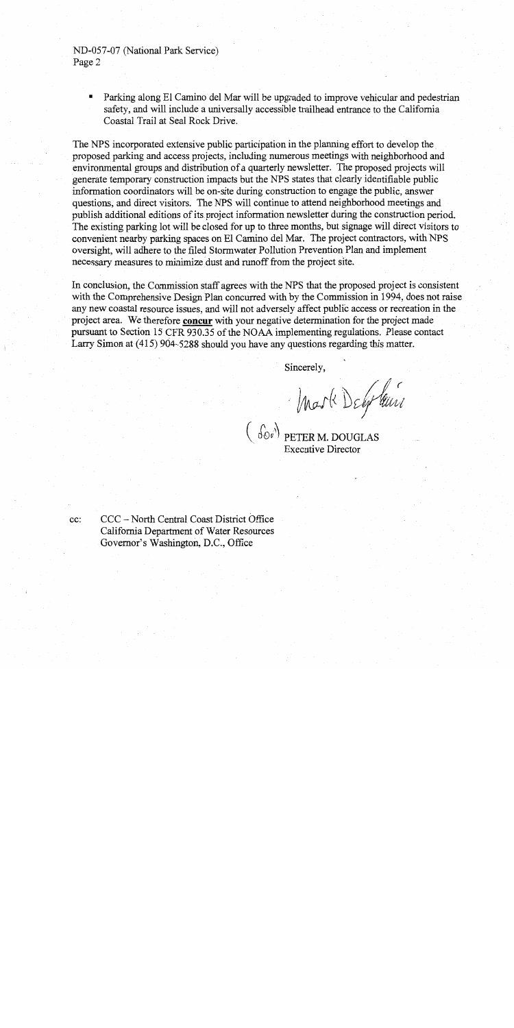ND-057-07 (National Park Service)
Page 2

- Parking along El Camino del Mar will be upgraded to improve vehicular and pedestrian safety, and will include a universally accessible trailhead entrance to the California Coastal Trail at Seal Rock Drive.

The NPS incorporated extensive public participation in the planning effort to develop the proposed parking and access projects, including numerous meetings with neighborhood and environmental groups and distribution of a quarterly newsletter. The proposed projects will generate temporary construction impacts but the NPS states that clearly identifiable public information coordinators will be on-site during construction to engage the public, answer questions, and direct visitors. The NPS will continue to attend neighborhood meetings and publish additional editions of its project information newsletter during the construction period. The existing parking lot will be closed for up to three months, but signage will direct visitors to convenient nearby parking spaces on El Camino del Mar. The project contractors, with NPS oversight, will adhere to the filed Stormwater Pollution Prevention Plan and implement necessary measures to minimize dust and runoff from the project site.

In conclusion, the Commission staff agrees with the NPS that the proposed project is consistent with the Comprehensive Design Plan concurred with by the Commission in 1994, does not raise any new coastal resource issues, and will not adversely affect public access or recreation in the project area. We therefore **concur** with your negative determination for the project made pursuant to Section 15 CFR 930.35 of the NOAA implementing regulations. Please contact Larry Simon at (415) 904-5288 should you have any questions regarding this matter.

Sincerely,

Mark Delaplaine

(for) PETER M. DOUGLAS
Executive Director

cc: CCC – North Central Coast District Office
California Department of Water Resources
Governor's Washington, D.C., Office